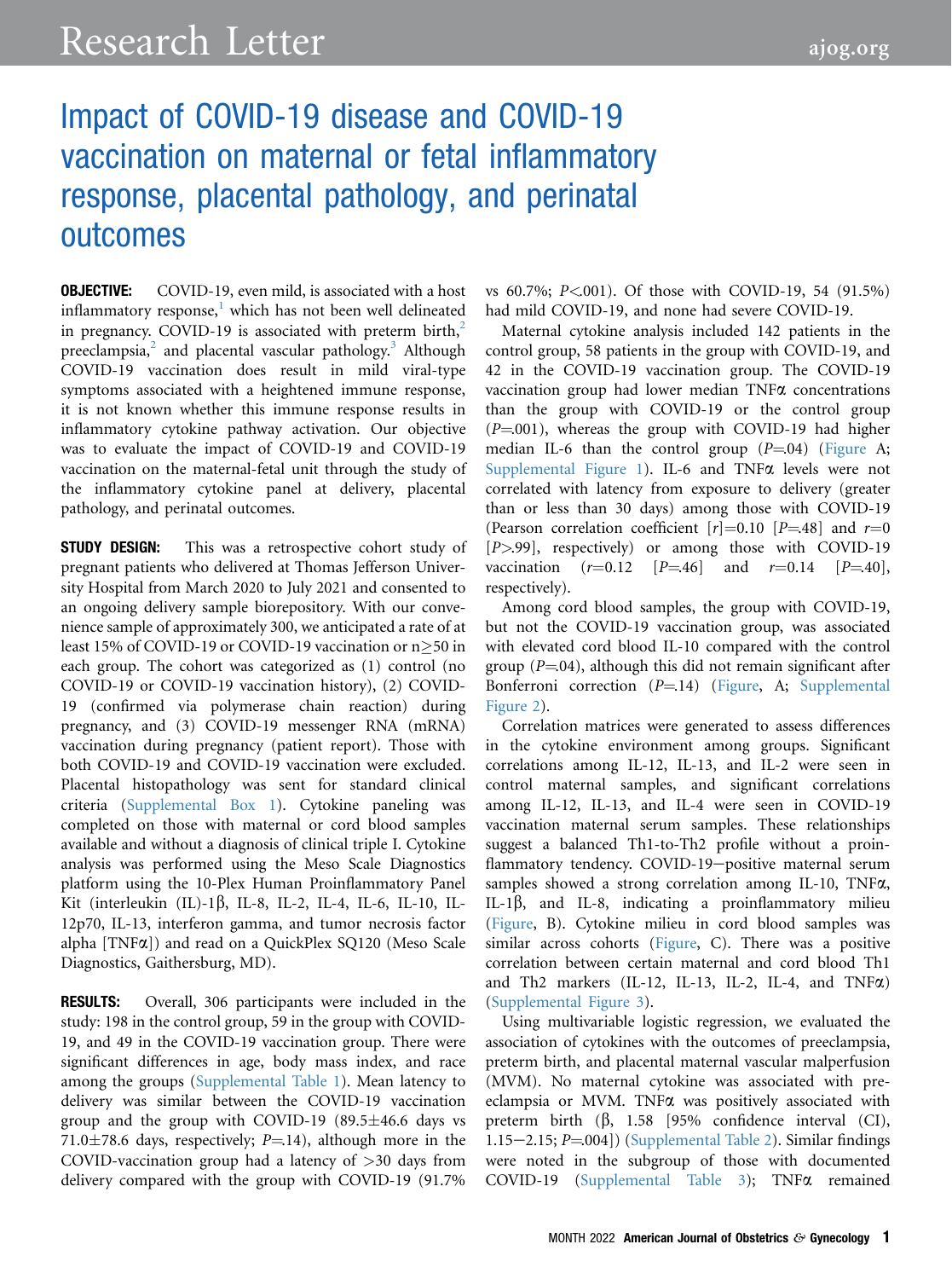# Impact of COVID-19 disease and COVID-19 vaccination on maternal or fetal inflammatory response, placental pathology, and perinatal outcomes

**OBJECTIVE:** COVID-19, even mild, is associated with a host inflammatory response,[1] which has not been well delineated in pregnancy. COVID-19 is associated with preterm birth,[2] preeclampsia,[2] and placental vascular pathology.[3] Although COVID-19 vaccination does result in mild viral-type symptoms associated with a heightened immune response, it is not known whether this immune response results in inflammatory cytokine pathway activation. Our objective was to evaluate the impact of COVID-19 and COVID-19 vaccination on the maternal-fetal unit through the study of the inflammatory cytokine panel at delivery, placental pathology, and perinatal outcomes.

**STUDY DESIGN:** This was a retrospective cohort study of pregnant patients who delivered at Thomas Jefferson University Hospital from March 2020 to July 2021 and consented to an ongoing delivery sample biorepository. With our convenience sample of approximately 300, we anticipated a rate of at least 15% of COVID-19 or COVID-19 vaccination or n≥50 in each group. The cohort was categorized as (1) control (no COVID-19 or COVID-19 vaccination history), (2) COVID-19 (confirmed via polymerase chain reaction) during pregnancy, and (3) COVID-19 messenger RNA (mRNA) vaccination during pregnancy (patient report). Those with both COVID-19 and COVID-19 vaccination were excluded. Placental histopathology was sent for standard clinical criteria (Supplemental Box 1). Cytokine paneling was completed on those with maternal or cord blood samples available and without a diagnosis of clinical triple I. Cytokine analysis was performed using the Meso Scale Diagnostics platform using the 10-Plex Human Proinflammatory Panel Kit (interleukin (IL)-1β, IL-8, IL-2, IL-4, IL-6, IL-10, IL-12p70, IL-13, interferon gamma, and tumor necrosis factor alpha [TNFα]) and read on a QuickPlex SQ120 (Meso Scale Diagnostics, Gaithersburg, MD).

**RESULTS:** Overall, 306 participants were included in the study: 198 in the control group, 59 in the group with COVID-19, and 49 in the COVID-19 vaccination group. There were significant differences in age, body mass index, and race among the groups (Supplemental Table 1). Mean latency to delivery was similar between the COVID-19 vaccination group and the group with COVID-19 (89.5±46.6 days vs 71.0±78.6 days, respectively; $P$=.14), although more in the COVID-vaccination group had a latency of >30 days from delivery compared with the group with COVID-19 (91.7% vs 60.7%; $P$<.001). Of those with COVID-19, 54 (91.5%) had mild COVID-19, and none had severe COVID-19.

Maternal cytokine analysis included 142 patients in the control group, 58 patients in the group with COVID-19, and 42 in the COVID-19 vaccination group. The COVID-19 vaccination group had lower median TNFα concentrations than the group with COVID-19 or the control group ($P$=.001), whereas the group with COVID-19 had higher median IL-6 than the control group ($P$=.04) (Figure A; Supplemental Figure 1). IL-6 and TNFα levels were not correlated with latency from exposure to delivery (greater than or less than 30 days) among those with COVID-19 (Pearson correlation coefficient [$r$]=0.10 [$P$=.48] and $r$=0 [$P$>.99], respectively) or among those with COVID-19 vaccination ($r$=0.12 [$P$=.46] and $r$=0.14 [$P$=.40], respectively).

Among cord blood samples, the group with COVID-19, but not the COVID-19 vaccination group, was associated with elevated cord blood IL-10 compared with the control group ($P$=.04), although this did not remain significant after Bonferroni correction ($P$=.14) (Figure, A; Supplemental Figure 2).

Correlation matrices were generated to assess differences in the cytokine environment among groups. Significant correlations among IL-12, IL-13, and IL-2 were seen in control maternal samples, and significant correlations among IL-12, IL-13, and IL-4 were seen in COVID-19 vaccination maternal serum samples. These relationships suggest a balanced Th1-to-Th2 profile without a proinflammatory tendency. COVID-19–positive maternal serum samples showed a strong correlation among IL-10, TNFα, IL-1β, and IL-8, indicating a proinflammatory milieu (Figure, B). Cytokine milieu in cord blood samples was similar across cohorts (Figure, C). There was a positive correlation between certain maternal and cord blood Th1 and Th2 markers (IL-12, IL-13, IL-2, IL-4, and TNFα) (Supplemental Figure 3).

Using multivariable logistic regression, we evaluated the association of cytokines with the outcomes of preeclampsia, preterm birth, and placental maternal vascular malperfusion (MVM). No maternal cytokine was associated with preeclampsia or MVM. TNFα was positively associated with preterm birth (β, 1.58 [95% confidence interval (CI), 1.15–2.15; $P$=.004]) (Supplemental Table 2). Similar findings were noted in the subgroup of those with documented COVID-19 (Supplemental Table 3); TNFα remained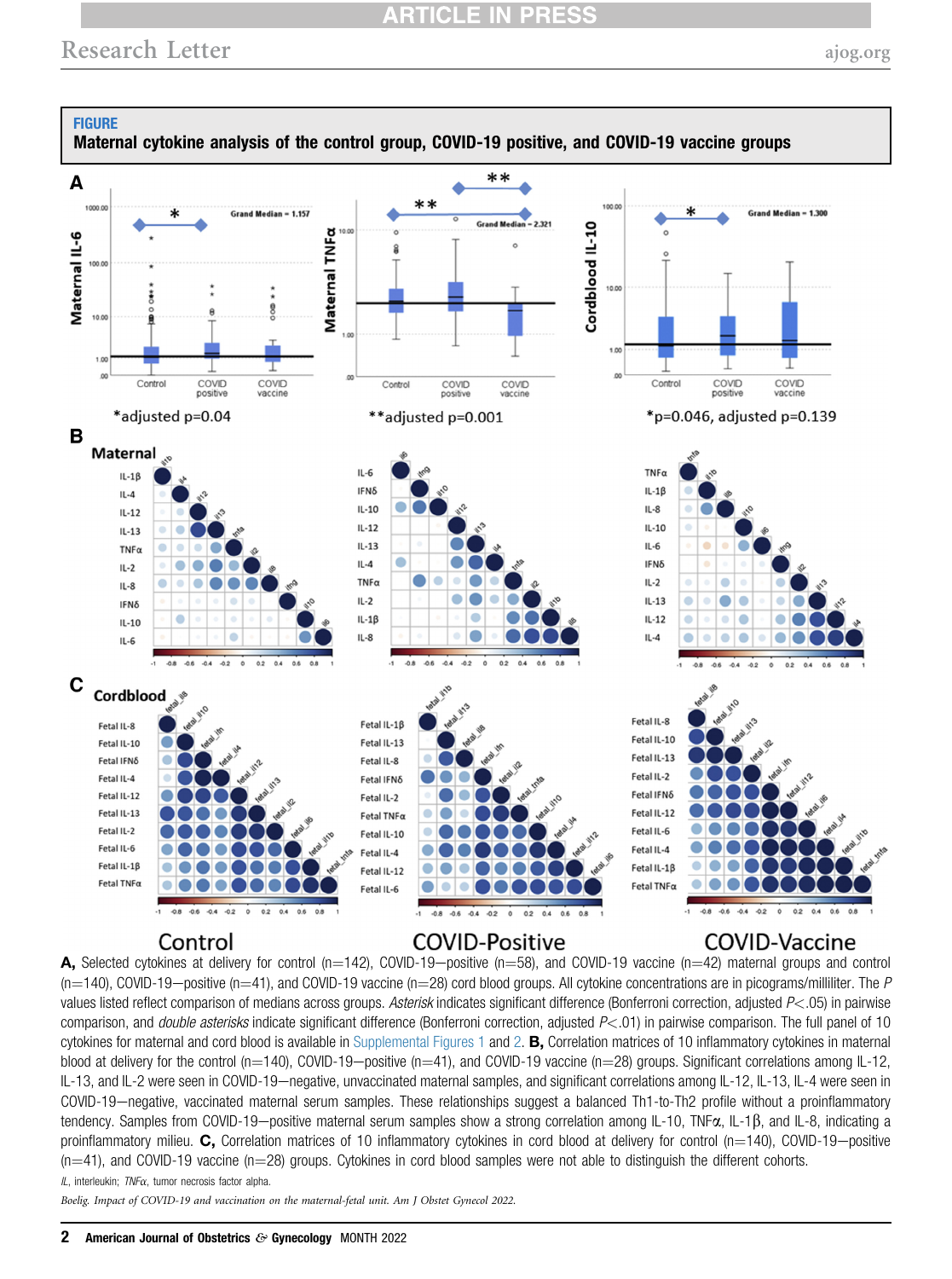**FIGURE**

**Maternal cytokine analysis of the control group, COVID-19 positive, and COVID-19 vaccine groups**

**A,** Selected cytokines at delivery for control (n=142), COVID-19—positive (n=58), and COVID-19 vaccine (n=42) maternal groups and control (n=140), COVID-19—positive (n=41), and COVID-19 vaccine (n=28) cord blood groups. All cytokine concentrations are in picograms/milliliter. The *P* values listed reflect comparison of medians across groups. *Asterisk* indicates significant difference (Bonferroni correction, adjusted $P<.05$) in pairwise comparison, and *double asterisks* indicate significant difference (Bonferroni correction, adjusted $P<.01$) in pairwise comparison. The full panel of 10 cytokines for maternal and cord blood is available in Supplemental Figures 1 and 2. **B,** Correlation matrices of 10 inflammatory cytokines in maternal blood at delivery for the control (n=140), COVID-19—positive (n=41), and COVID-19 vaccine (n=28) groups. Significant correlations among IL-12, IL-13, and IL-2 were seen in COVID-19—negative, unvaccinated maternal samples, and significant correlations among IL-12, IL-13, IL-4 were seen in COVID-19—negative, vaccinated maternal serum samples. These relationships suggest a balanced Th1-to-Th2 profile without a proinflammatory tendency. Samples from COVID-19—positive maternal serum samples show a strong correlation among IL-10, TNFα, IL-1β, and IL-8, indicating a proinflammatory milieu. **C,** Correlation matrices of 10 inflammatory cytokines in cord blood at delivery for control (n=140), COVID-19—positive (n=41), and COVID-19 vaccine (n=28) groups. Cytokines in cord blood samples were not able to distinguish the different cohorts.

*IL*, interleukin; *TNFα*, tumor necrosis factor alpha.

*Boelig. Impact of COVID-19 and vaccination on the maternal-fetal unit. Am J Obstet Gynecol 2022.*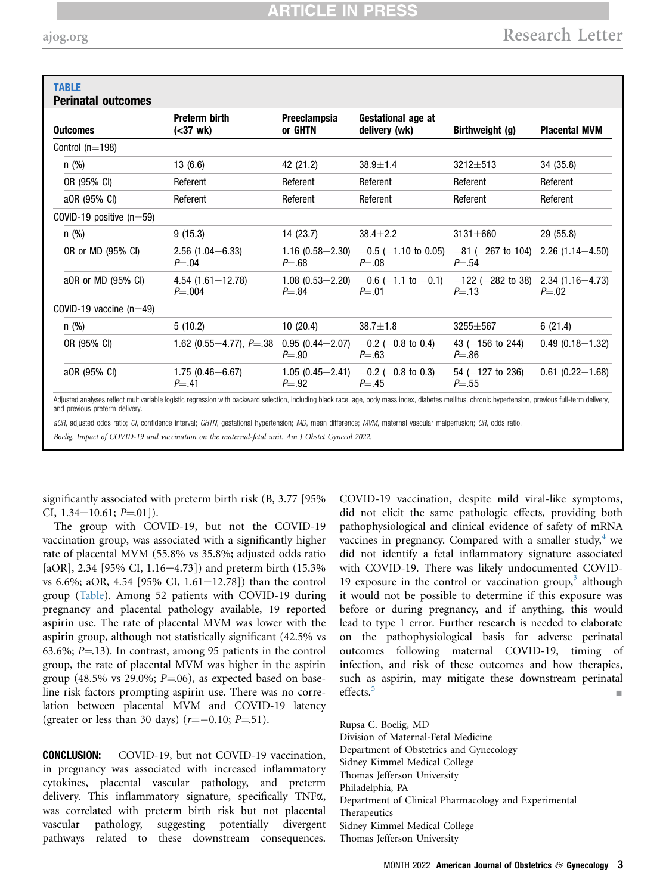**TABLE**
**Perinatal outcomes**

| Outcomes | Preterm birth (<37 wk) | Preeclampsia or GHTN | Gestational age at delivery (wk) | Birthweight (g) | Placental MVM |
|---|---|---|---|---|---|
| Control (n=198) | | | | | |
| n (%) | 13 (6.6) | 42 (21.2) | 38.9±1.4 | 3212±513 | 34 (35.8) |
| OR (95% CI) | Referent | Referent | Referent | Referent | Referent |
| aOR (95% CI) | Referent | Referent | Referent | Referent | Referent |
| COVID-19 positive (n=59) | | | | | |
| n (%) | 9 (15.3) | 14 (23.7) | 38.4±2.2 | 3131±660 | 29 (55.8) |
| OR or MD (95% CI) | 2.56 (1.04–6.33) P=.04 | 1.16 (0.58–2.30) P=.68 | −0.5 (−1.10 to 0.05) P=.08 | −81 (−267 to 104) P=.54 | 2.26 (1.14–4.50) |
| aOR or MD (95% CI) | 4.54 (1.61–12.78) P=.004 | 1.08 (0.53–2.20) P=.84 | −0.6 (−1.1 to −0.1) P=.01 | −122 (−282 to 38) P=.13 | 2.34 (1.16–4.73) P=.02 |
| COVID-19 vaccine (n=49) | | | | | |
| n (%) | 5 (10.2) | 10 (20.4) | 38.7±1.8 | 3255±567 | 6 (21.4) |
| OR (95% CI) | 1.62 (0.55–4.77), P=.38 | 0.95 (0.44–2.07) P=.90 | −0.2 (−0.8 to 0.4) P=.63 | 43 (−156 to 244) P=.86 | 0.49 (0.18–1.32) |
| aOR (95% CI) | 1.75 (0.46–6.67) P=.41 | 1.05 (0.45–2.41) P=.92 | −0.2 (−0.8 to 0.3) P=.45 | 54 (−127 to 236) P=.55 | 0.61 (0.22–1.68) |

Adjusted analyses reflect multivariable logistic regression with backward selection, including black race, age, body mass index, diabetes mellitus, chronic hypertension, previous full-term delivery, and previous preterm delivery.

*aOR*, adjusted odds ratio; *CI*, confidence interval; *GHTN*, gestational hypertension; *MD*, mean difference; *MVM*, maternal vascular malperfusion; *OR*, odds ratio.

*Boelig. Impact of COVID-19 and vaccination on the maternal-fetal unit. Am J Obstet Gynecol 2022.*

significantly associated with preterm birth risk (B, 3.77 [95% CI, 1.34−10.61; $P$=.01]).

The group with COVID-19, but not the COVID-19 vaccination group, was associated with a significantly higher rate of placental MVM (55.8% vs 35.8%; adjusted odds ratio [aOR], 2.34 [95% CI, 1.16−4.73]) and preterm birth (15.3% vs 6.6%; aOR, 4.54 [95% CI, 1.61−12.78]) than the control group (Table). Among 52 patients with COVID-19 during pregnancy and placental pathology available, 19 reported aspirin use. The rate of placental MVM was lower with the aspirin group, although not statistically significant (42.5% vs 63.6%; $P$=.13). In contrast, among 95 patients in the control group, the rate of placental MVM was higher in the aspirin group (48.5% vs 29.0%; $P$=.06), as expected based on baseline risk factors prompting aspirin use. There was no correlation between placental MVM and COVID-19 latency (greater or less than 30 days) ($r$=−0.10; $P$=.51).

**CONCLUSION:** COVID-19, but not COVID-19 vaccination, in pregnancy was associated with increased inflammatory cytokines, placental vascular pathology, and preterm delivery. This inflammatory signature, specifically TNFα, was correlated with preterm birth risk but not placental vascular pathology, suggesting potentially divergent pathways related to these downstream consequences. COVID-19 vaccination, despite mild viral-like symptoms, did not elicit the same pathologic effects, providing both pathophysiological and clinical evidence of safety of mRNA vaccines in pregnancy. Compared with a smaller study,[4] we did not identify a fetal inflammatory signature associated with COVID-19. There was likely undocumented COVID-19 exposure in the control or vaccination group,[3] although it would not be possible to determine if this exposure was before or during pregnancy, and if anything, this would lead to type 1 error. Further research is needed to elaborate on the pathophysiological basis for adverse perinatal outcomes following maternal COVID-19, timing of infection, and risk of these outcomes and how therapies, such as aspirin, may mitigate these downstream perinatal effects.[5] ∎

Rupsa C. Boelig, MD
Division of Maternal-Fetal Medicine
Department of Obstetrics and Gynecology
Sidney Kimmel Medical College
Thomas Jefferson University
Philadelphia, PA
Department of Clinical Pharmacology and Experimental Therapeutics
Sidney Kimmel Medical College
Thomas Jefferson University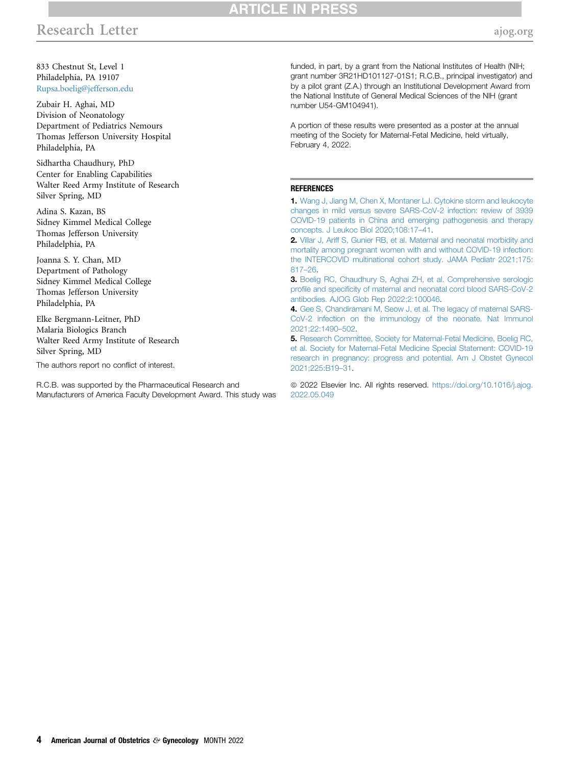833 Chestnut St, Level 1
Philadelphia, PA 19107
Rupsa.boelig@jefferson.edu

Zubair H. Aghai, MD
Division of Neonatology
Department of Pediatrics Nemours
Thomas Jefferson University Hospital
Philadelphia, PA

Sidhartha Chaudhury, PhD
Center for Enabling Capabilities
Walter Reed Army Institute of Research
Silver Spring, MD

Adina S. Kazan, BS
Sidney Kimmel Medical College
Thomas Jefferson University
Philadelphia, PA

Joanna S. Y. Chan, MD
Department of Pathology
Sidney Kimmel Medical College
Thomas Jefferson University
Philadelphia, PA

Elke Bergmann-Leitner, PhD
Malaria Biologics Branch
Walter Reed Army Institute of Research
Silver Spring, MD

The authors report no conflict of interest.

R.C.B. was supported by the Pharmaceutical Research and Manufacturers of America Faculty Development Award. This study was funded, in part, by a grant from the National Institutes of Health (NIH; grant number 3R21HD101127-01S1; R.C.B., principal investigator) and by a pilot grant (Z.A.) through an Institutional Development Award from the National Institute of General Medical Sciences of the NIH (grant number U54-GM104941).

A portion of these results were presented as a poster at the annual meeting of the Society for Maternal-Fetal Medicine, held virtually, February 4, 2022.

## REFERENCES

1. Wang J, Jiang M, Chen X, Montaner LJ. Cytokine storm and leukocyte changes in mild versus severe SARS-CoV-2 infection: review of 3939 COVID-19 patients in China and emerging pathogenesis and therapy concepts. J Leukoc Biol 2020;108:17–41.
2. Villar J, Ariff S, Gunier RB, et al. Maternal and neonatal morbidity and mortality among pregnant women with and without COVID-19 infection: the INTERCOVID multinational cohort study. JAMA Pediatr 2021;175:817–26.
3. Boelig RC, Chaudhury S, Aghai ZH, et al. Comprehensive serologic profile and specificity of maternal and neonatal cord blood SARS-CoV-2 antibodies. AJOG Glob Rep 2022;2:100046.
4. Gee S, Chandiramani M, Seow J, et al. The legacy of maternal SARS-CoV-2 infection on the immunology of the neonate. Nat Immunol 2021;22:1490–502.
5. Research Committee, Society for Maternal-Fetal Medicine, Boelig RC, et al. Society for Maternal-Fetal Medicine Special Statement: COVID-19 research in pregnancy: progress and potential. Am J Obstet Gynecol 2021;225:B19–31.

© 2022 Elsevier Inc. All rights reserved. https://doi.org/10.1016/j.ajog.2022.05.049